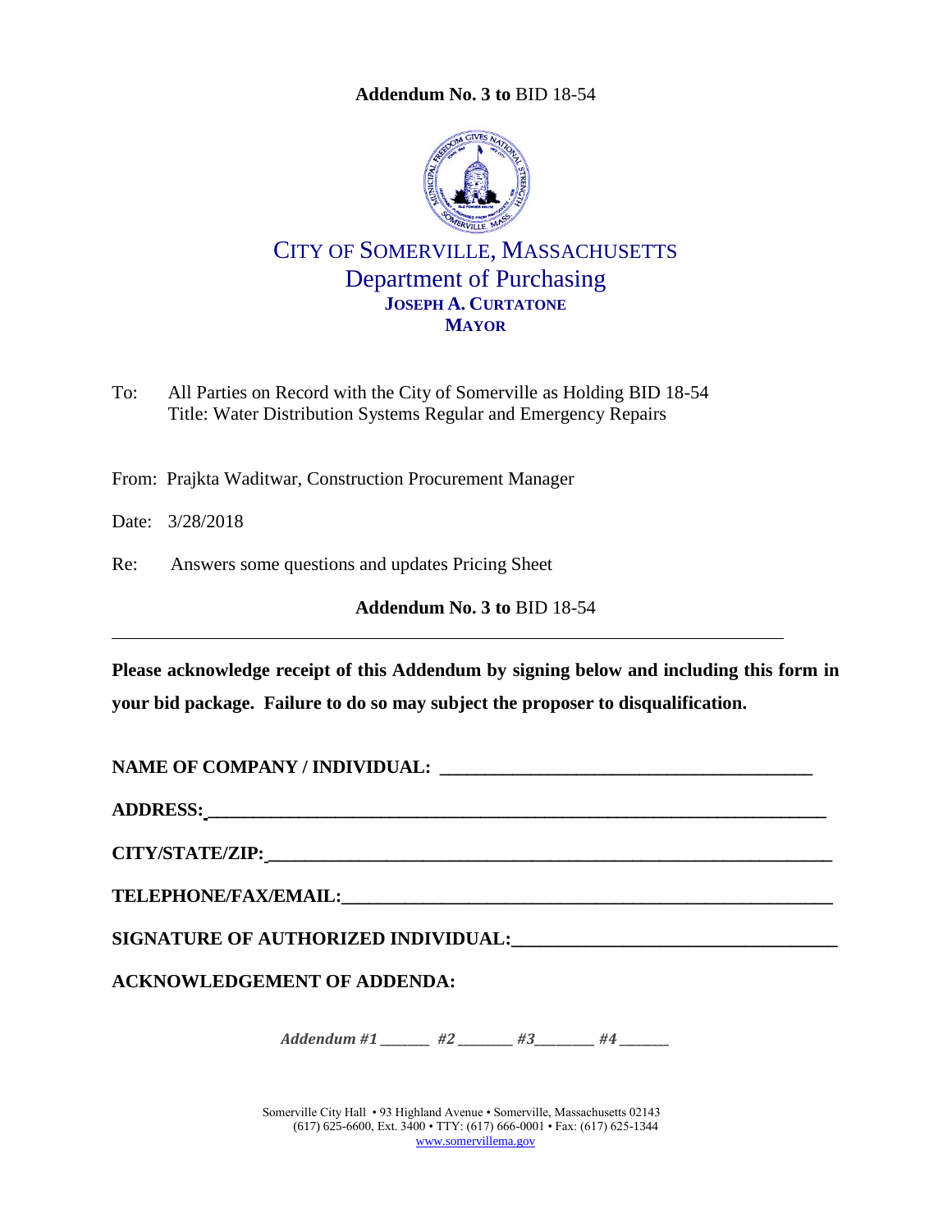**Addendum No. 3 to** BID 18-54

# CITY OF SOMERVILLE, MASSACHUSETTS
## Department of Purchasing
**JOSEPH A. CURTATONE**
**MAYOR**

To: All Parties on Record with the City of Somerville as Holding BID 18-54
Title: Water Distribution Systems Regular and Emergency Repairs

From: Prajkta Waditwar, Construction Procurement Manager

Date: 3/28/2018

Re: Answers some questions and updates Pricing Sheet

**Addendum No. 3 to** BID 18-54

---

**Please acknowledge receipt of this Addendum by signing below and including this form in your bid package. Failure to do so may subject the proposer to disqualification.**

**NAME OF COMPANY / INDIVIDUAL: ________________________________________**

**ADDRESS:__________________________________________________________________**

**CITY/STATE/ZIP:____________________________________________________________**

**TELEPHONE/FAX/EMAIL:_____________________________________________________**

**SIGNATURE OF AUTHORIZED INDIVIDUAL:__________________________________**

**ACKNOWLEDGEMENT OF ADDENDA:**

*Addendum #1 _______ #2 _______ #3________ #4 _______*

Somerville City Hall • 93 Highland Avenue • Somerville, Massachusetts 02143
(617) 625-6600, Ext. 3400 • TTY: (617) 666-0001 • Fax: (617) 625-1344
www.somervillema.gov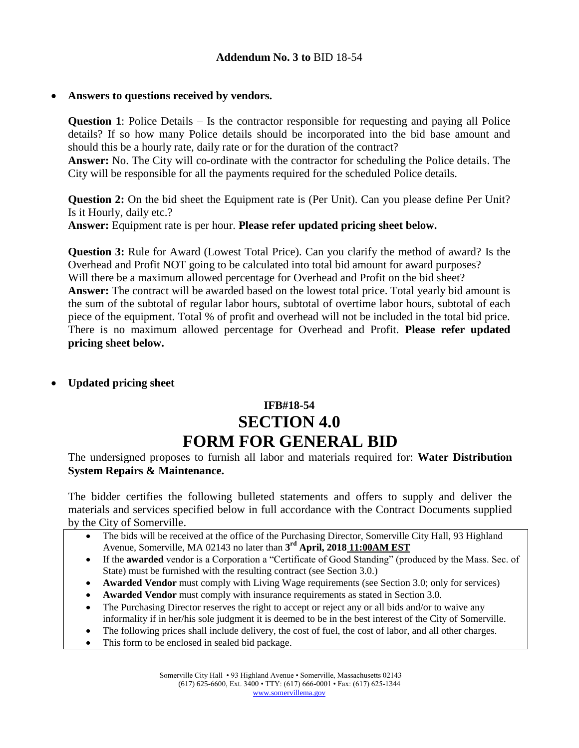**Addendum No. 3 to** BID 18-54

- **Answers to questions received by vendors.**

  **Question 1**: Police Details – Is the contractor responsible for requesting and paying all Police details? If so how many Police details should be incorporated into the bid base amount and should this be a hourly rate, daily rate or for the duration of the contract?
  **Answer:** No. The City will co-ordinate with the contractor for scheduling the Police details. The City will be responsible for all the payments required for the scheduled Police details.

  **Question 2:** On the bid sheet the Equipment rate is (Per Unit). Can you please define Per Unit? Is it Hourly, daily etc.?
  **Answer:** Equipment rate is per hour. **Please refer updated pricing sheet below.**

  **Question 3:** Rule for Award (Lowest Total Price). Can you clarify the method of award? Is the Overhead and Profit NOT going to be calculated into total bid amount for award purposes? Will there be a maximum allowed percentage for Overhead and Profit on the bid sheet?
  **Answer:** The contract will be awarded based on the lowest total price. Total yearly bid amount is the sum of the subtotal of regular labor hours, subtotal of overtime labor hours, subtotal of each piece of the equipment. Total % of profit and overhead will not be included in the total bid price. There is no maximum allowed percentage for Overhead and Profit. **Please refer updated pricing sheet below.**

- **Updated pricing sheet**

**IFB#18-54**

# SECTION 4.0
# FORM FOR GENERAL BID

The undersigned proposes to furnish all labor and materials required for: **Water Distribution System Repairs & Maintenance.**

The bidder certifies the following bulleted statements and offers to supply and deliver the materials and services specified below in full accordance with the Contract Documents supplied by the City of Somerville.

- The bids will be received at the office of the Purchasing Director, Somerville City Hall, 93 Highland Avenue, Somerville, MA 02143 no later than **3rd April, 2018 11:00AM EST**
- If the **awarded** vendor is a Corporation a "Certificate of Good Standing" (produced by the Mass. Sec. of State) must be furnished with the resulting contract (see Section 3.0.)
- **Awarded Vendor** must comply with Living Wage requirements (see Section 3.0; only for services)
- **Awarded Vendor** must comply with insurance requirements as stated in Section 3.0.
- The Purchasing Director reserves the right to accept or reject any or all bids and/or to waive any informality if in her/his sole judgment it is deemed to be in the best interest of the City of Somerville.
- The following prices shall include delivery, the cost of fuel, the cost of labor, and all other charges.
- This form to be enclosed in sealed bid package.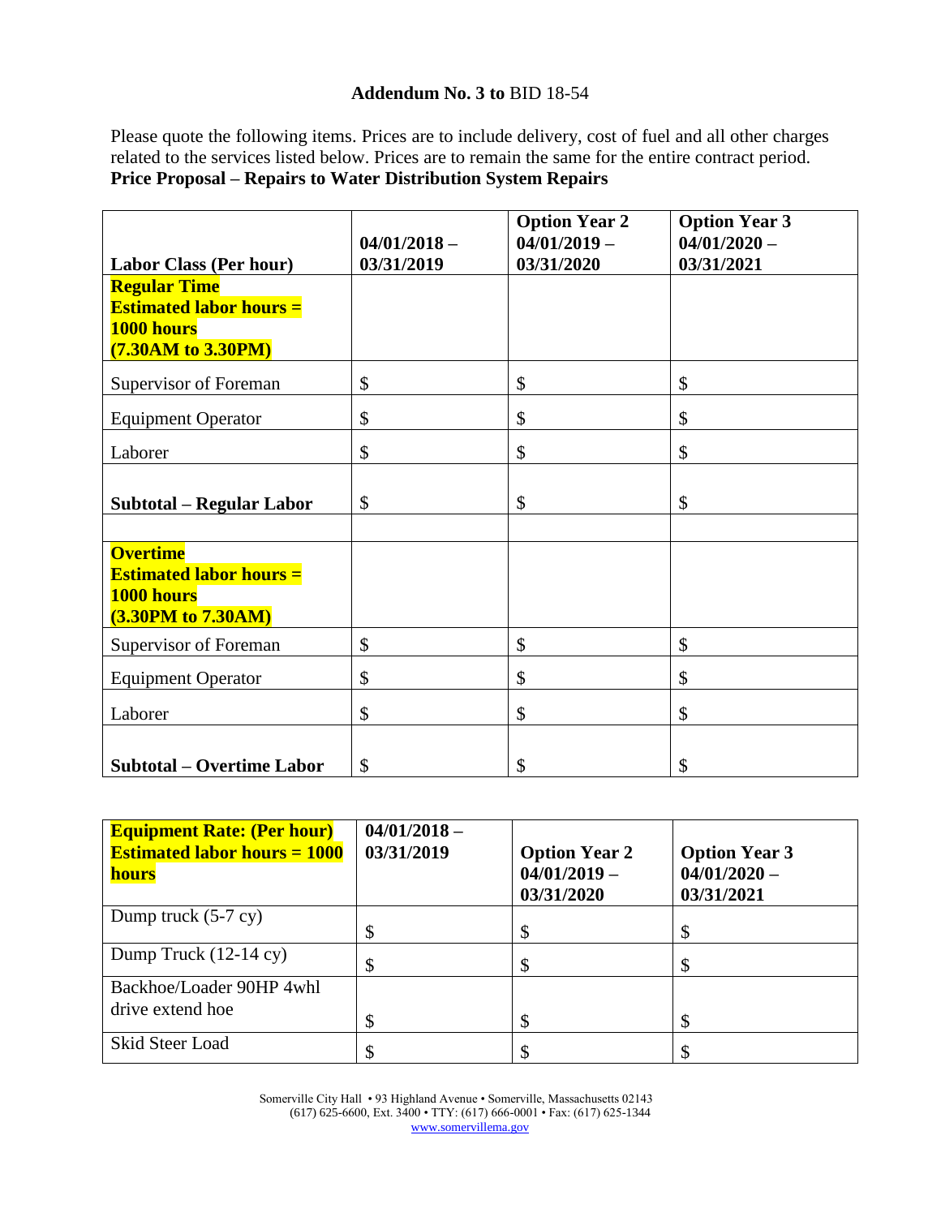**Addendum No. 3 to** BID 18-54

Please quote the following items. Prices are to include delivery, cost of fuel and all other charges related to the services listed below. Prices are to remain the same for the entire contract period.

**Price Proposal – Repairs to Water Distribution System Repairs**

| **Labor Class (Per hour)** | **04/01/2018 – 03/31/2019** | **Option Year 2 04/01/2019 – 03/31/2020** | **Option Year 3 04/01/2020 – 03/31/2021** |
|---|---|---|---|
| **Regular Time Estimated labor hours = 1000 hours (7.30AM to 3.30PM)** | | | |
| Supervisor of Foreman | $ | $ | $ |
| Equipment Operator | $ | $ | $ |
| Laborer | $ | $ | $ |
| **Subtotal – Regular Labor** | $ | $ | $ |
| | | | |
| **Overtime Estimated labor hours = 1000 hours (3.30PM to 7.30AM)** | | | |
| Supervisor of Foreman | $ | $ | $ |
| Equipment Operator | $ | $ | $ |
| Laborer | $ | $ | $ |
| **Subtotal – Overtime Labor** | $ | $ | $ |

| **Equipment Rate: (Per hour) Estimated labor hours = 1000 hours** | **04/01/2018 – 03/31/2019** | **Option Year 2 04/01/2019 – 03/31/2020** | **Option Year 3 04/01/2020 – 03/31/2021** |
|---|---|---|---|
| Dump truck (5-7 cy) | $ | $ | $ |
| Dump Truck (12-14 cy) | $ | $ | $ |
| Backhoe/Loader 90HP 4whl drive extend hoe | $ | $ | $ |
| Skid Steer Load | $ | $ | $ |

Somerville City Hall • 93 Highland Avenue • Somerville, Massachusetts 02143
(617) 625-6600, Ext. 3400 • TTY: (617) 666-0001 • Fax: (617) 625-1344
www.somervillema.gov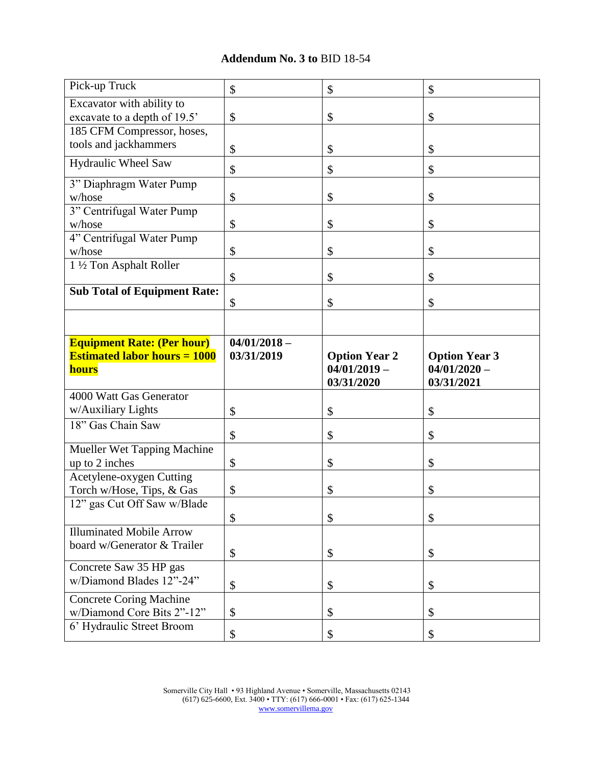**Addendum No. 3 to** BID 18-54

| Pick-up Truck | $ | $ | $ |
|---|---|---|---|
| Excavator with ability to excavate to a depth of 19.5’ | $ | $ | $ |
| 185 CFM Compressor, hoses, tools and jackhammers | $ | $ | $ |
| Hydraulic Wheel Saw | $ | $ | $ |
| 3” Diaphragm Water Pump w/hose | $ | $ | $ |
| 3” Centrifugal Water Pump w/hose | $ | $ | $ |
| 4” Centrifugal Water Pump w/hose | $ | $ | $ |
| 1 ½ Ton Asphalt Roller | $ | $ | $ |
| **Sub Total of Equipment Rate:** | $ | $ | $ |
| | | | |
| **Equipment Rate: (Per hour) Estimated labor hours = 1000 hours** | **04/01/2018 – 03/31/2019** | **Option Year 2 04/01/2019 – 03/31/2020** | **Option Year 3 04/01/2020 – 03/31/2021** |
| 4000 Watt Gas Generator w/Auxiliary Lights | $ | $ | $ |
| 18” Gas Chain Saw | $ | $ | $ |
| Mueller Wet Tapping Machine up to 2 inches | $ | $ | $ |
| Acetylene-oxygen Cutting Torch w/Hose, Tips, & Gas | $ | $ | $ |
| 12” gas Cut Off Saw w/Blade | $ | $ | $ |
| Illuminated Mobile Arrow board w/Generator & Trailer | $ | $ | $ |
| Concrete Saw 35 HP gas w/Diamond Blades 12”-24” | $ | $ | $ |
| Concrete Coring Machine w/Diamond Core Bits 2”-12” | $ | $ | $ |
| 6’ Hydraulic Street Broom | $ | $ | $ |

Somerville City Hall • 93 Highland Avenue • Somerville, Massachusetts 02143
(617) 625-6600, Ext. 3400 • TTY: (617) 666-0001 • Fax: (617) 625-1344
www.somervillema.gov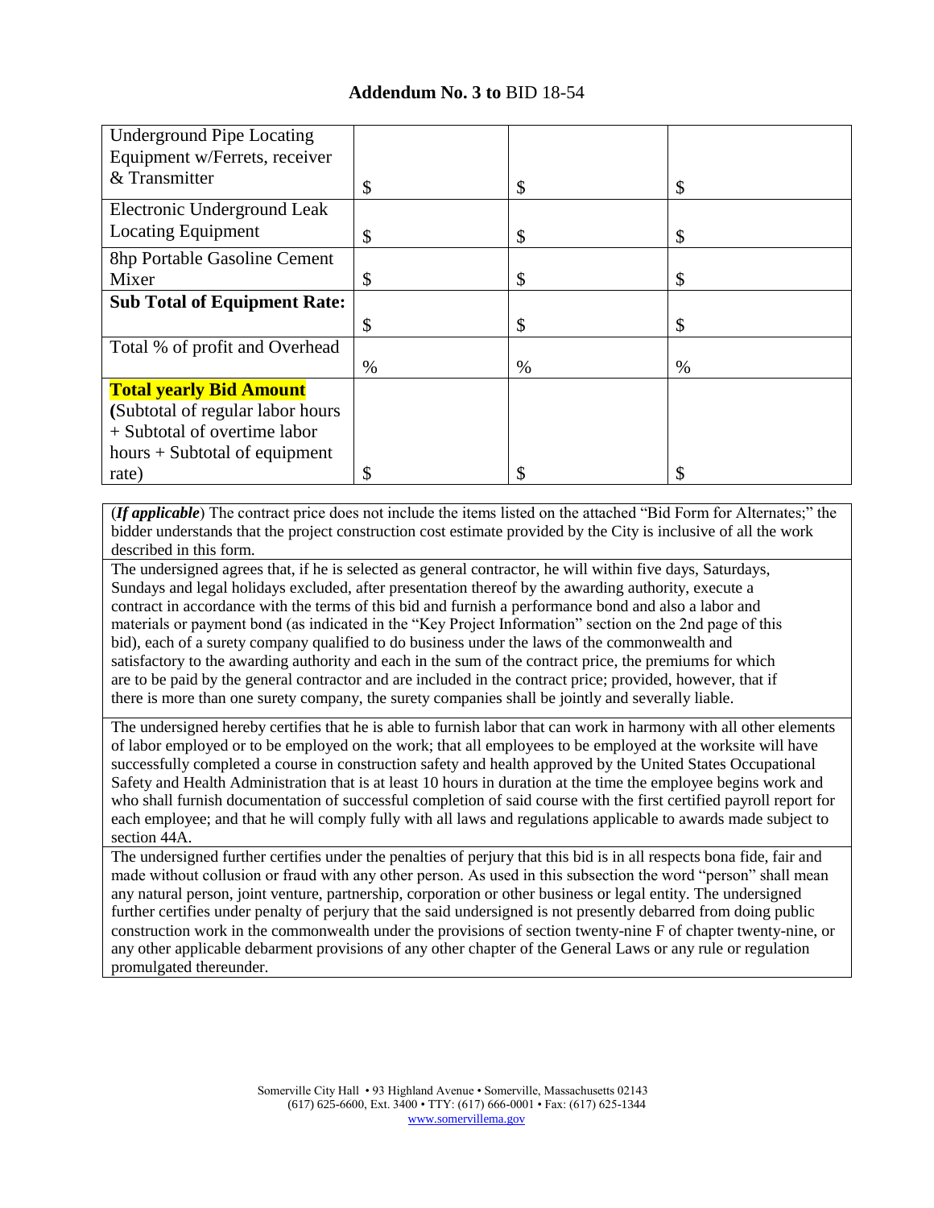## **Addendum No. 3 to** BID 18-54

| | | | |
|---|---|---|---|
| Underground Pipe Locating Equipment w/Ferrets, receiver & Transmitter | $ | $ | $ |
| Electronic Underground Leak Locating Equipment | $ | $ | $ |
| 8hp Portable Gasoline Cement Mixer | $ | $ | $ |
| **Sub Total of Equipment Rate:** | $ | $ | $ |
| Total % of profit and Overhead | % | % | % |
| **Total yearly Bid Amount** **(**Subtotal of regular labor hours + Subtotal of overtime labor hours + Subtotal of equipment rate) | $ | $ | $ |

(***If applicable***) The contract price does not include the items listed on the attached "Bid Form for Alternates;" the bidder understands that the project construction cost estimate provided by the City is inclusive of all the work described in this form.

The undersigned agrees that, if he is selected as general contractor, he will within five days, Saturdays, Sundays and legal holidays excluded, after presentation thereof by the awarding authority, execute a contract in accordance with the terms of this bid and furnish a performance bond and also a labor and materials or payment bond (as indicated in the "Key Project Information" section on the 2nd page of this bid), each of a surety company qualified to do business under the laws of the commonwealth and satisfactory to the awarding authority and each in the sum of the contract price, the premiums for which are to be paid by the general contractor and are included in the contract price; provided, however, that if there is more than one surety company, the surety companies shall be jointly and severally liable.

The undersigned hereby certifies that he is able to furnish labor that can work in harmony with all other elements of labor employed or to be employed on the work; that all employees to be employed at the worksite will have successfully completed a course in construction safety and health approved by the United States Occupational Safety and Health Administration that is at least 10 hours in duration at the time the employee begins work and who shall furnish documentation of successful completion of said course with the first certified payroll report for each employee; and that he will comply fully with all laws and regulations applicable to awards made subject to section 44A.

The undersigned further certifies under the penalties of perjury that this bid is in all respects bona fide, fair and made without collusion or fraud with any other person. As used in this subsection the word "person" shall mean any natural person, joint venture, partnership, corporation or other business or legal entity. The undersigned further certifies under penalty of perjury that the said undersigned is not presently debarred from doing public construction work in the commonwealth under the provisions of section twenty-nine F of chapter twenty-nine, or any other applicable debarment provisions of any other chapter of the General Laws or any rule or regulation promulgated thereunder.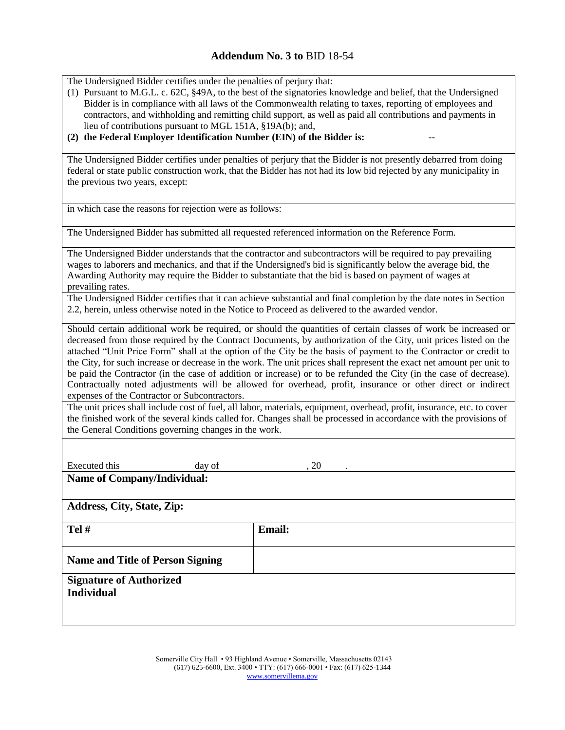# **Addendum No. 3 to** BID 18-54

The Undersigned Bidder certifies under the penalties of perjury that:

(1) Pursuant to M.G.L. c. 62C, §49A, to the best of the signatories knowledge and belief, that the Undersigned Bidder is in compliance with all laws of the Commonwealth relating to taxes, reporting of employees and contractors, and withholding and remitting child support, as well as paid all contributions and payments in lieu of contributions pursuant to MGL 151A, §19A(b); and,

**(2) the Federal Employer Identification Number (EIN) of the Bidder is: --**

The Undersigned Bidder certifies under penalties of perjury that the Bidder is not presently debarred from doing federal or state public construction work, that the Bidder has not had its low bid rejected by any municipality in the previous two years, except:

in which case the reasons for rejection were as follows:

The Undersigned Bidder has submitted all requested referenced information on the Reference Form.

The Undersigned Bidder understands that the contractor and subcontractors will be required to pay prevailing wages to laborers and mechanics, and that if the Undersigned's bid is significantly below the average bid, the Awarding Authority may require the Bidder to substantiate that the bid is based on payment of wages at prevailing rates.

The Undersigned Bidder certifies that it can achieve substantial and final completion by the date notes in Section 2.2, herein, unless otherwise noted in the Notice to Proceed as delivered to the awarded vendor.

Should certain additional work be required, or should the quantities of certain classes of work be increased or decreased from those required by the Contract Documents, by authorization of the City, unit prices listed on the attached "Unit Price Form" shall at the option of the City be the basis of payment to the Contractor or credit to the City, for such increase or decrease in the work. The unit prices shall represent the exact net amount per unit to be paid the Contractor (in the case of addition or increase) or to be refunded the City (in the case of decrease). Contractually noted adjustments will be allowed for overhead, profit, insurance or other direct or indirect expenses of the Contractor or Subcontractors.

The unit prices shall include cost of fuel, all labor, materials, equipment, overhead, profit, insurance, etc. to cover the finished work of the several kinds called for. Changes shall be processed in accordance with the provisions of the General Conditions governing changes in the work.

Executed this \_\_\_\_\_\_\_\_ day of \_\_\_\_\_\_\_\_\_\_\_\_\_\_, 20 \_\_\_\_.

| | |
|---|---|
| **Name of Company/Individual:** | |
| **Address, City, State, Zip:** | |
| **Tel #** | **Email:** |
| **Name and Title of Person Signing** | |
| **Signature of Authorized Individual** | |

Somerville City Hall • 93 Highland Avenue • Somerville, Massachusetts 02143
(617) 625-6600, Ext. 3400 • TTY: (617) 666-0001 • Fax: (617) 625-1344
www.somervillema.gov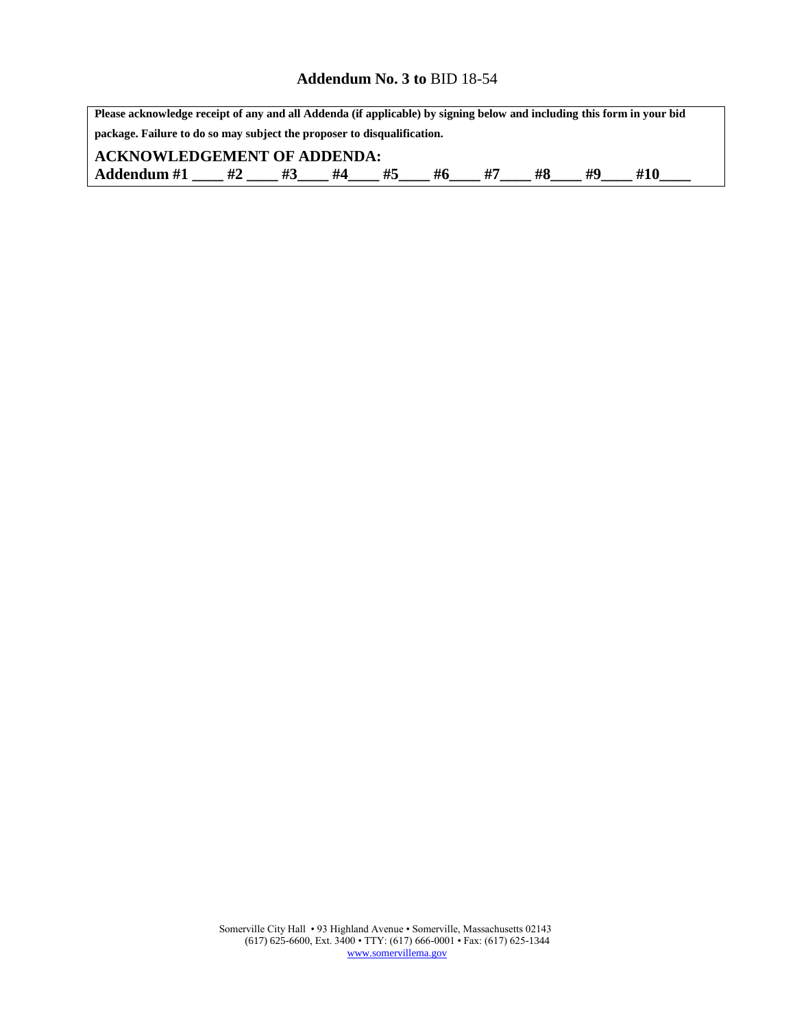**Addendum No. 3 to** BID 18-54

**Please acknowledge receipt of any and all Addenda (if applicable) by signing below and including this form in your bid package. Failure to do so may subject the proposer to disqualification.**

**ACKNOWLEDGEMENT OF ADDENDA:**

**Addendum #1 ____ #2 ____ #3____ #4____ #5____ #6____ #7____ #8____ #9____ #10____**

Somerville City Hall • 93 Highland Avenue • Somerville, Massachusetts 02143
(617) 625-6600, Ext. 3400 • TTY: (617) 666-0001 • Fax: (617) 625-1344
www.somervillema.gov